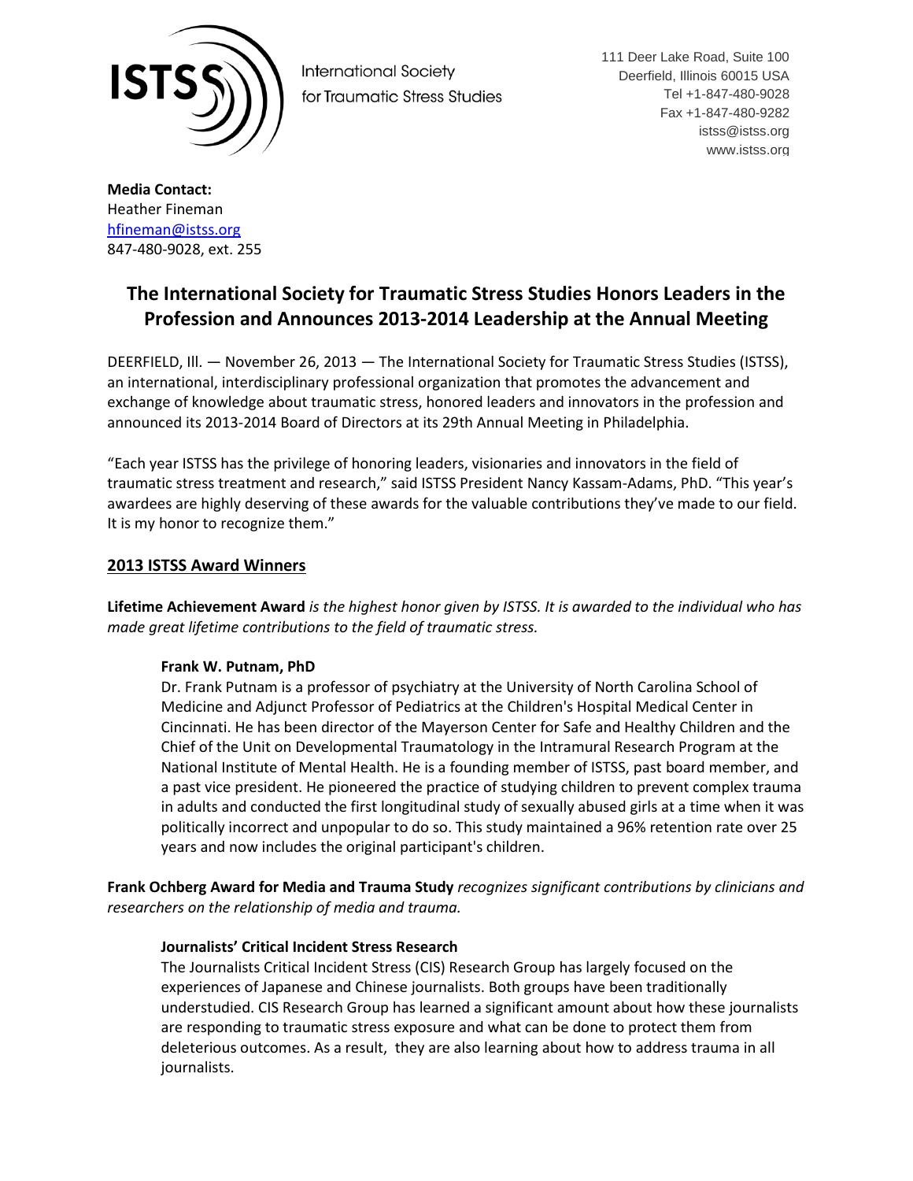ISTSS

International Society for Traumatic Stress Studies

111 Deer Lake Road, Suite 100
Deerfield, Illinois 60015 USA
Tel +1-847-480-9028
Fax +1-847-480-9282
istss@istss.org
www.istss.org

**Media Contact:**
Heather Fineman
hfineman@istss.org
847-480-9028, ext. 255

# The International Society for Traumatic Stress Studies Honors Leaders in the Profession and Announces 2013-2014 Leadership at the Annual Meeting

DEERFIELD, Ill. — November 26, 2013 — The International Society for Traumatic Stress Studies (ISTSS), an international, interdisciplinary professional organization that promotes the advancement and exchange of knowledge about traumatic stress, honored leaders and innovators in the profession and announced its 2013-2014 Board of Directors at its 29th Annual Meeting in Philadelphia.

"Each year ISTSS has the privilege of honoring leaders, visionaries and innovators in the field of traumatic stress treatment and research," said ISTSS President Nancy Kassam-Adams, PhD. "This year's awardees are highly deserving of these awards for the valuable contributions they've made to our field. It is my honor to recognize them."

## 2013 ISTSS Award Winners

**Lifetime Achievement Award** *is the highest honor given by ISTSS. It is awarded to the individual who has made great lifetime contributions to the field of traumatic stress.*

**Frank W. Putnam, PhD**
Dr. Frank Putnam is a professor of psychiatry at the University of North Carolina School of Medicine and Adjunct Professor of Pediatrics at the Children's Hospital Medical Center in Cincinnati. He has been director of the Mayerson Center for Safe and Healthy Children and the Chief of the Unit on Developmental Traumatology in the Intramural Research Program at the National Institute of Mental Health. He is a founding member of ISTSS, past board member, and a past vice president. He pioneered the practice of studying children to prevent complex trauma in adults and conducted the first longitudinal study of sexually abused girls at a time when it was politically incorrect and unpopular to do so. This study maintained a 96% retention rate over 25 years and now includes the original participant's children.

**Frank Ochberg Award for Media and Trauma Study** *recognizes significant contributions by clinicians and researchers on the relationship of media and trauma.*

**Journalists' Critical Incident Stress Research**
The Journalists Critical Incident Stress (CIS) Research Group has largely focused on the experiences of Japanese and Chinese journalists. Both groups have been traditionally understudied. CIS Research Group has learned a significant amount about how these journalists are responding to traumatic stress exposure and what can be done to protect them from deleterious outcomes. As a result, they are also learning about how to address trauma in all journalists.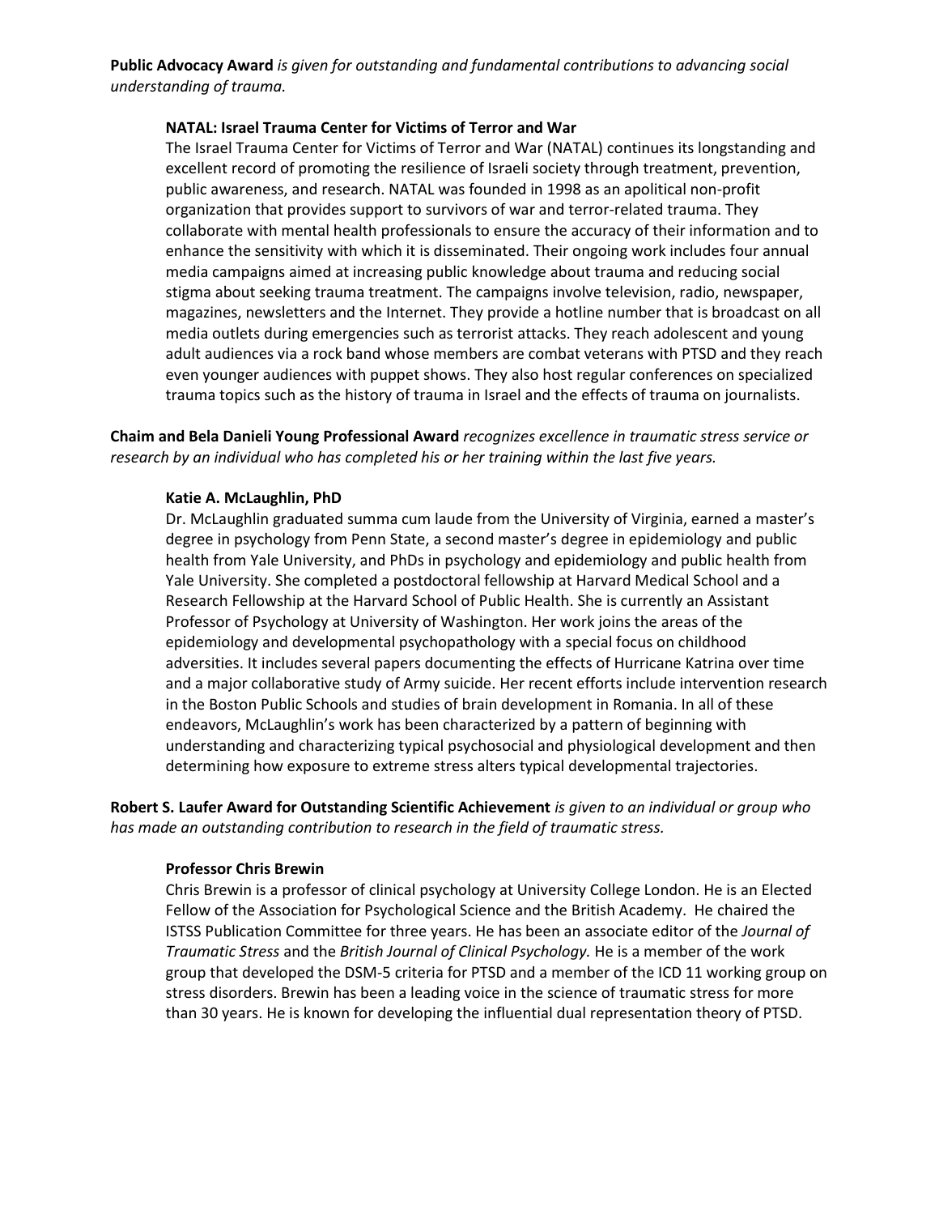**Public Advocacy Award** *is given for outstanding and fundamental contributions to advancing social understanding of trauma.*

**NATAL: Israel Trauma Center for Victims of Terror and War**

The Israel Trauma Center for Victims of Terror and War (NATAL) continues its longstanding and excellent record of promoting the resilience of Israeli society through treatment, prevention, public awareness, and research. NATAL was founded in 1998 as an apolitical non-profit organization that provides support to survivors of war and terror-related trauma. They collaborate with mental health professionals to ensure the accuracy of their information and to enhance the sensitivity with which it is disseminated. Their ongoing work includes four annual media campaigns aimed at increasing public knowledge about trauma and reducing social stigma about seeking trauma treatment. The campaigns involve television, radio, newspaper, magazines, newsletters and the Internet. They provide a hotline number that is broadcast on all media outlets during emergencies such as terrorist attacks. They reach adolescent and young adult audiences via a rock band whose members are combat veterans with PTSD and they reach even younger audiences with puppet shows. They also host regular conferences on specialized trauma topics such as the history of trauma in Israel and the effects of trauma on journalists.

**Chaim and Bela Danieli Young Professional Award** *recognizes excellence in traumatic stress service or research by an individual who has completed his or her training within the last five years.*

**Katie A. McLaughlin, PhD**

Dr. McLaughlin graduated summa cum laude from the University of Virginia, earned a master's degree in psychology from Penn State, a second master's degree in epidemiology and public health from Yale University, and PhDs in psychology and epidemiology and public health from Yale University. She completed a postdoctoral fellowship at Harvard Medical School and a Research Fellowship at the Harvard School of Public Health. She is currently an Assistant Professor of Psychology at University of Washington. Her work joins the areas of the epidemiology and developmental psychopathology with a special focus on childhood adversities. It includes several papers documenting the effects of Hurricane Katrina over time and a major collaborative study of Army suicide. Her recent efforts include intervention research in the Boston Public Schools and studies of brain development in Romania. In all of these endeavors, McLaughlin's work has been characterized by a pattern of beginning with understanding and characterizing typical psychosocial and physiological development and then determining how exposure to extreme stress alters typical developmental trajectories.

**Robert S. Laufer Award for Outstanding Scientific Achievement** *is given to an individual or group who has made an outstanding contribution to research in the field of traumatic stress.*

**Professor Chris Brewin**

Chris Brewin is a professor of clinical psychology at University College London. He is an Elected Fellow of the Association for Psychological Science and the British Academy. He chaired the ISTSS Publication Committee for three years. He has been an associate editor of the *Journal of Traumatic Stress* and the *British Journal of Clinical Psychology.* He is a member of the work group that developed the DSM-5 criteria for PTSD and a member of the ICD 11 working group on stress disorders. Brewin has been a leading voice in the science of traumatic stress for more than 30 years. He is known for developing the influential dual representation theory of PTSD.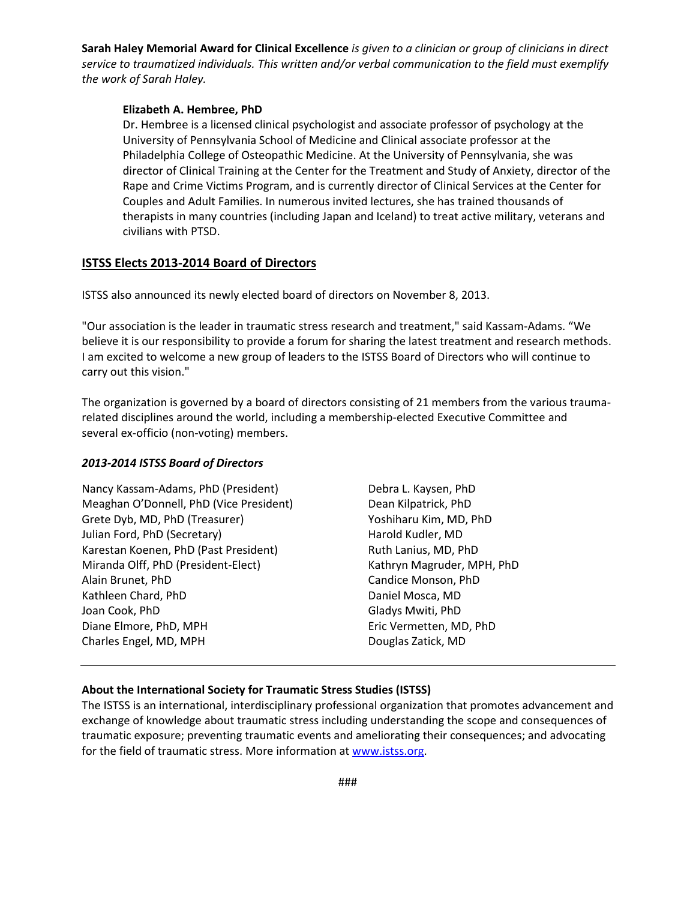**Sarah Haley Memorial Award for Clinical Excellence** *is given to a clinician or group of clinicians in direct service to traumatized individuals. This written and/or verbal communication to the field must exemplify the work of Sarah Haley.*

**Elizabeth A. Hembree, PhD**
Dr. Hembree is a licensed clinical psychologist and associate professor of psychology at the University of Pennsylvania School of Medicine and Clinical associate professor at the Philadelphia College of Osteopathic Medicine. At the University of Pennsylvania, she was director of Clinical Training at the Center for the Treatment and Study of Anxiety, director of the Rape and Crime Victims Program, and is currently director of Clinical Services at the Center for Couples and Adult Families. In numerous invited lectures, she has trained thousands of therapists in many countries (including Japan and Iceland) to treat active military, veterans and civilians with PTSD.

## ISTSS Elects 2013-2014 Board of Directors

ISTSS also announced its newly elected board of directors on November 8, 2013.

"Our association is the leader in traumatic stress research and treatment," said Kassam-Adams. "We believe it is our responsibility to provide a forum for sharing the latest treatment and research methods. I am excited to welcome a new group of leaders to the ISTSS Board of Directors who will continue to carry out this vision."

The organization is governed by a board of directors consisting of 21 members from the various trauma-related disciplines around the world, including a membership-elected Executive Committee and several ex-officio (non-voting) members.

### *2013-2014 ISTSS Board of Directors*

Nancy Kassam-Adams, PhD (President)
Meaghan O'Donnell, PhD (Vice President)
Grete Dyb, MD, PhD (Treasurer)
Julian Ford, PhD (Secretary)
Karestan Koenen, PhD (Past President)
Miranda Olff, PhD (President-Elect)
Alain Brunet, PhD
Kathleen Chard, PhD
Joan Cook, PhD
Diane Elmore, PhD, MPH
Charles Engel, MD, MPH
Debra L. Kaysen, PhD
Dean Kilpatrick, PhD
Yoshiharu Kim, MD, PhD
Harold Kudler, MD
Ruth Lanius, MD, PhD
Kathryn Magruder, MPH, PhD
Candice Monson, PhD
Daniel Mosca, MD
Gladys Mwiti, PhD
Eric Vermetten, MD, PhD
Douglas Zatick, MD

---

**About the International Society for Traumatic Stress Studies (ISTSS)**
The ISTSS is an international, interdisciplinary professional organization that promotes advancement and exchange of knowledge about traumatic stress including understanding the scope and consequences of traumatic exposure; preventing traumatic events and ameliorating their consequences; and advocating for the field of traumatic stress. More information at www.istss.org.

###